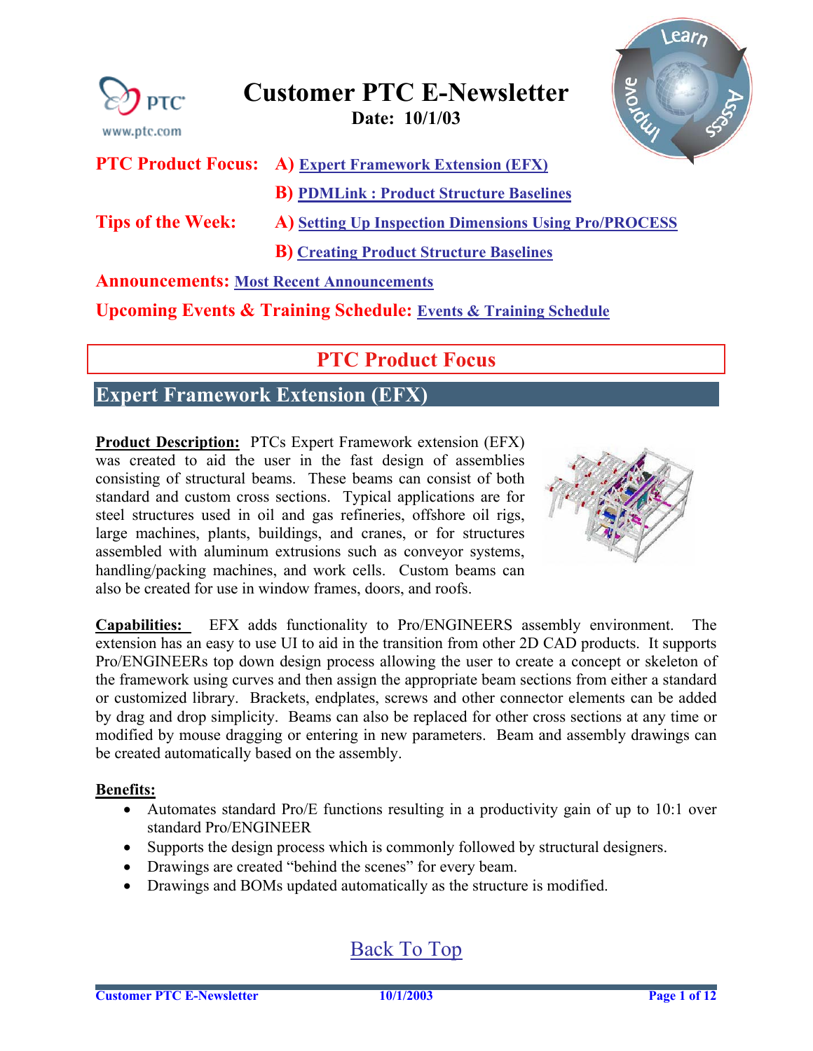# Customer PTC E-Newsletter

**Date: 10/1/03**

**PTC Product Focus:** **A)** Expert Framework Extension (EFX)

**B)** PDMLink : Product Structure Baselines

**Tips of the Week:** **A)** Setting Up Inspection Dimensions Using Pro/PROCESS

**B)** Creating Product Structure Baselines

**Announcements:** Most Recent Announcements

**Upcoming Events & Training Schedule:** Events & Training Schedule

## PTC Product Focus

## Expert Framework Extension (EFX)

**Product Description:** PTCs Expert Framework extension (EFX) was created to aid the user in the fast design of assemblies consisting of structural beams. These beams can consist of both standard and custom cross sections. Typical applications are for steel structures used in oil and gas refineries, offshore oil rigs, large machines, plants, buildings, and cranes, or for structures assembled with aluminum extrusions such as conveyor systems, handling/packing machines, and work cells. Custom beams can also be created for use in window frames, doors, and roofs.

**Capabilities:** EFX adds functionality to Pro/ENGINEERS assembly environment. The extension has an easy to use UI to aid in the transition from other 2D CAD products. It supports Pro/ENGINEERs top down design process allowing the user to create a concept or skeleton of the framework using curves and then assign the appropriate beam sections from either a standard or customized library. Brackets, endplates, screws and other connector elements can be added by drag and drop simplicity. Beams can also be replaced for other cross sections at any time or modified by mouse dragging or entering in new parameters. Beam and assembly drawings can be created automatically based on the assembly.

**Benefits:**

- Automates standard Pro/E functions resulting in a productivity gain of up to 10:1 over standard Pro/ENGINEER
- Supports the design process which is commonly followed by structural designers.
- Drawings are created "behind the scenes" for every beam.
- Drawings and BOMs updated automatically as the structure is modified.

Back To Top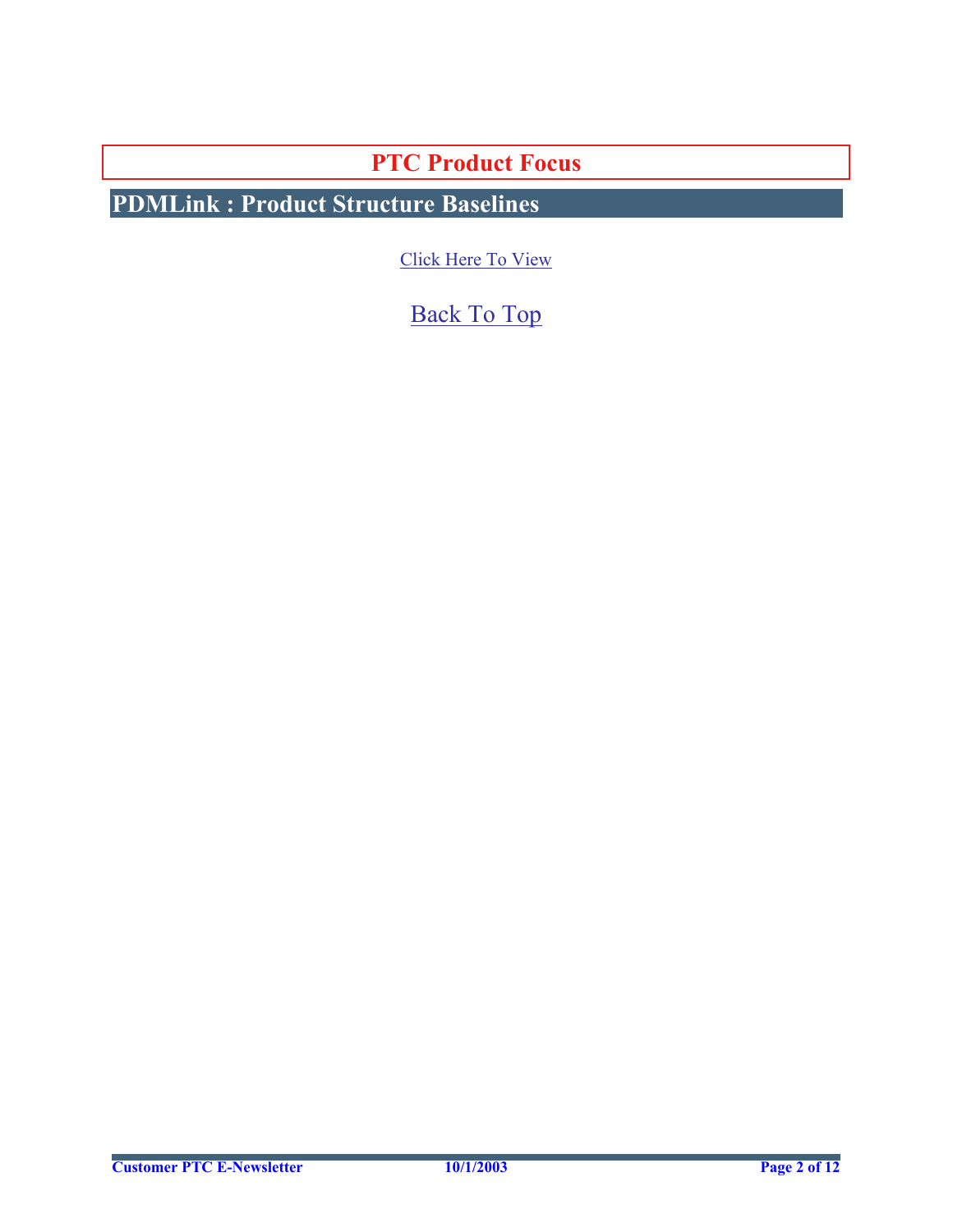# PTC Product Focus

## PDMLink : Product Structure Baselines

Click Here To View

Back To Top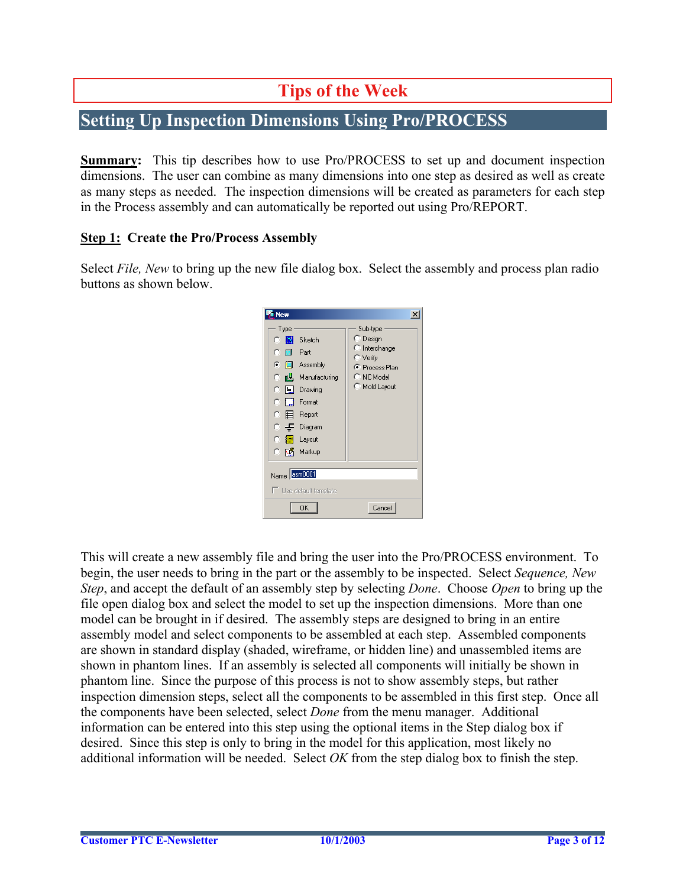# Tips of the Week

## Setting Up Inspection Dimensions Using Pro/PROCESS

**Summary:** This tip describes how to use Pro/PROCESS to set up and document inspection dimensions. The user can combine as many dimensions into one step as desired as well as create as many steps as needed. The inspection dimensions will be created as parameters for each step in the Process assembly and can automatically be reported out using Pro/REPORT.

### Step 1: Create the Pro/Process Assembly

Select *File, New* to bring up the new file dialog box. Select the assembly and process plan radio buttons as shown below.

This will create a new assembly file and bring the user into the Pro/PROCESS environment. To begin, the user needs to bring in the part or the assembly to be inspected. Select *Sequence, New Step*, and accept the default of an assembly step by selecting *Done*. Choose *Open* to bring up the file open dialog box and select the model to set up the inspection dimensions. More than one model can be brought in if desired. The assembly steps are designed to bring in an entire assembly model and select components to be assembled at each step. Assembled components are shown in standard display (shaded, wireframe, or hidden line) and unassembled items are shown in phantom lines. If an assembly is selected all components will initially be shown in phantom line. Since the purpose of this process is not to show assembly steps, but rather inspection dimension steps, select all the components to be assembled in this first step. Once all the components have been selected, select *Done* from the menu manager. Additional information can be entered into this step using the optional items in the Step dialog box if desired. Since this step is only to bring in the model for this application, most likely no additional information will be needed. Select *OK* from the step dialog box to finish the step.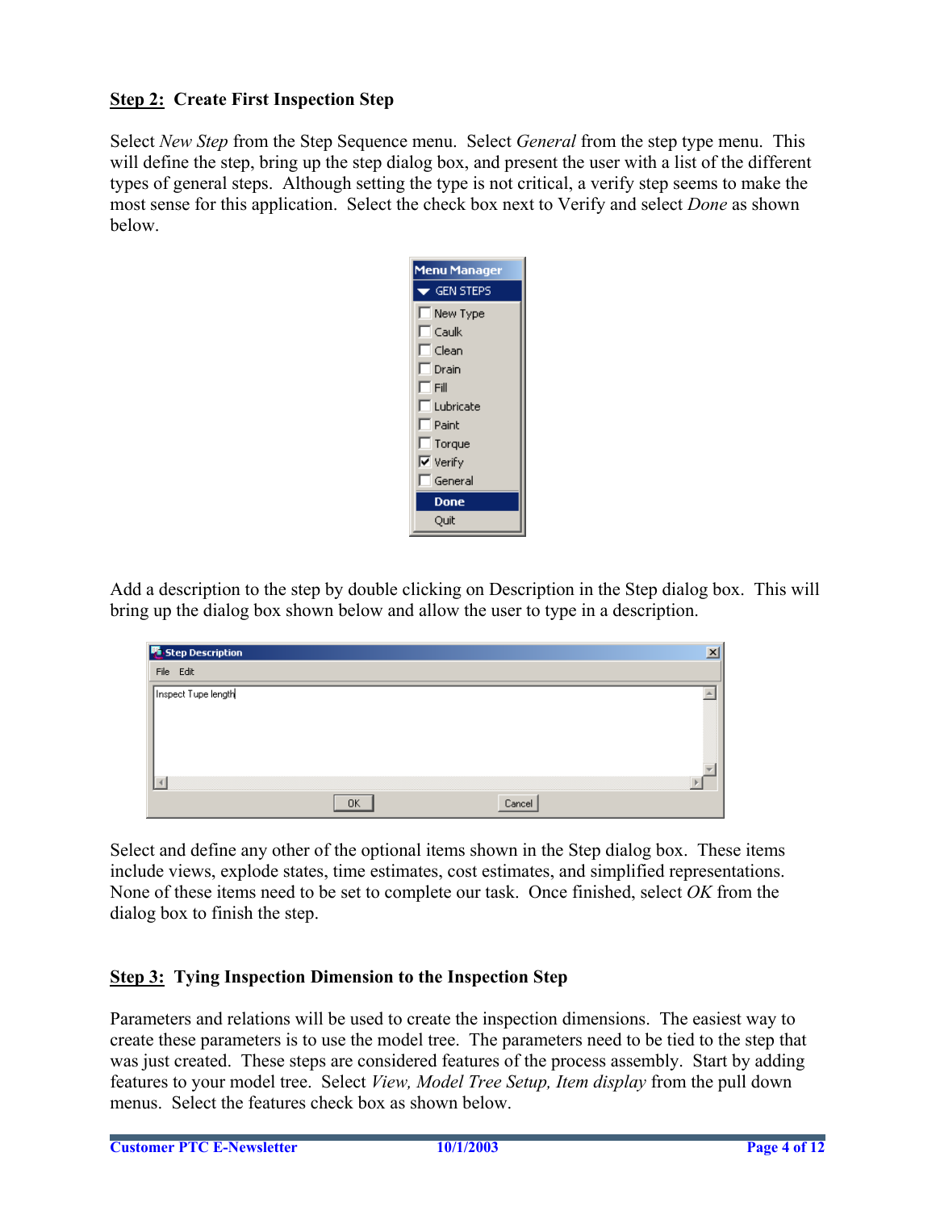## Step 2: Create First Inspection Step

Select *New Step* from the Step Sequence menu. Select *General* from the step type menu. This will define the step, bring up the step dialog box, and present the user with a list of the different types of general steps. Although setting the type is not critical, a verify step seems to make the most sense for this application. Select the check box next to Verify and select *Done* as shown below.

Add a description to the step by double clicking on Description in the Step dialog box. This will bring up the dialog box shown below and allow the user to type in a description.

Select and define any other of the optional items shown in the Step dialog box. These items include views, explode states, time estimates, cost estimates, and simplified representations. None of these items need to be set to complete our task. Once finished, select *OK* from the dialog box to finish the step.

## Step 3: Tying Inspection Dimension to the Inspection Step

Parameters and relations will be used to create the inspection dimensions. The easiest way to create these parameters is to use the model tree. The parameters need to be tied to the step that was just created. These steps are considered features of the process assembly. Start by adding features to your model tree. Select *View, Model Tree Setup, Item display* from the pull down menus. Select the features check box as shown below.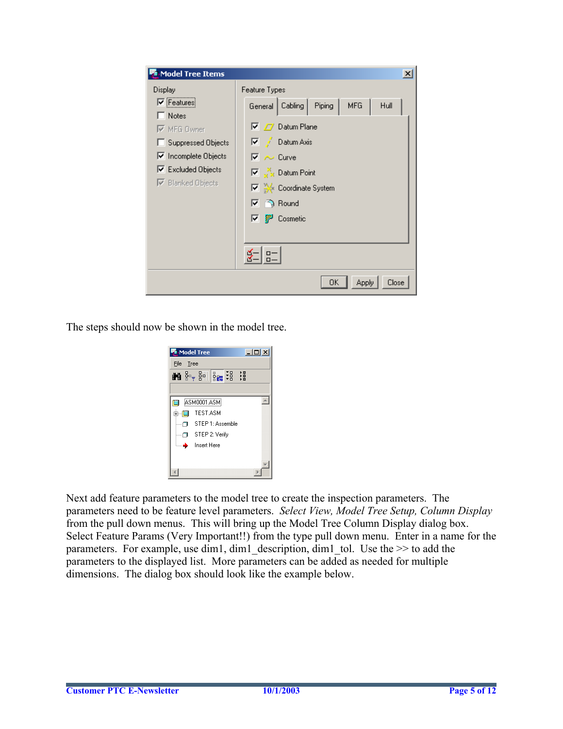The steps should now be shown in the model tree.

Next add feature parameters to the model tree to create the inspection parameters. The parameters need to be feature level parameters. *Select View, Model Tree Setup, Column Display* from the pull down menus. This will bring up the Model Tree Column Display dialog box. Select Feature Params (Very Important!!) from the type pull down menu. Enter in a name for the parameters. For example, use dim1, dim1_description, dim1_tol. Use the >> to add the parameters to the displayed list. More parameters can be added as needed for multiple dimensions. The dialog box should look like the example below.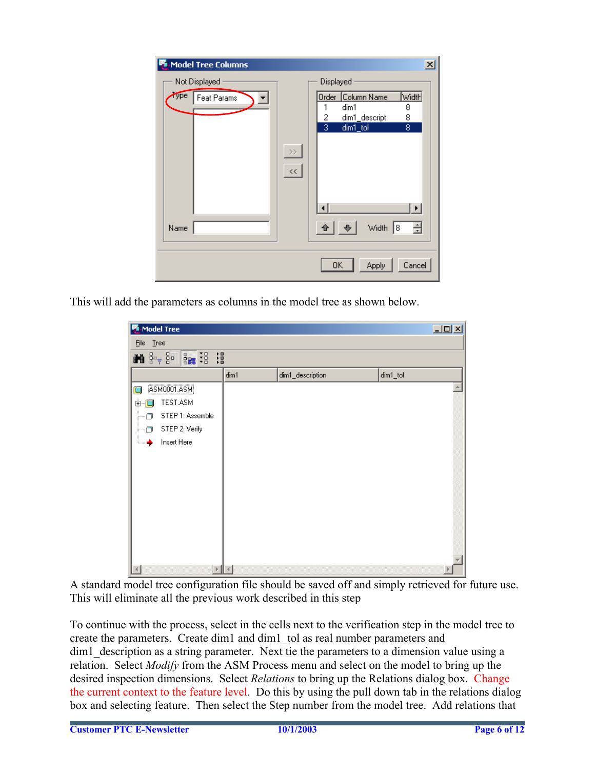This will add the parameters as columns in the model tree as shown below.

A standard model tree configuration file should be saved off and simply retrieved for future use. This will eliminate all the previous work described in this step

To continue with the process, select in the cells next to the verification step in the model tree to create the parameters. Create dim1 and dim1_tol as real number parameters and dim1_description as a string parameter. Next tie the parameters to a dimension value using a relation. Select *Modify* from the ASM Process menu and select on the model to bring up the desired inspection dimensions. Select *Relations* to bring up the Relations dialog box. Change the current context to the feature level. Do this by using the pull down tab in the relations dialog box and selecting feature. Then select the Step number from the model tree. Add relations that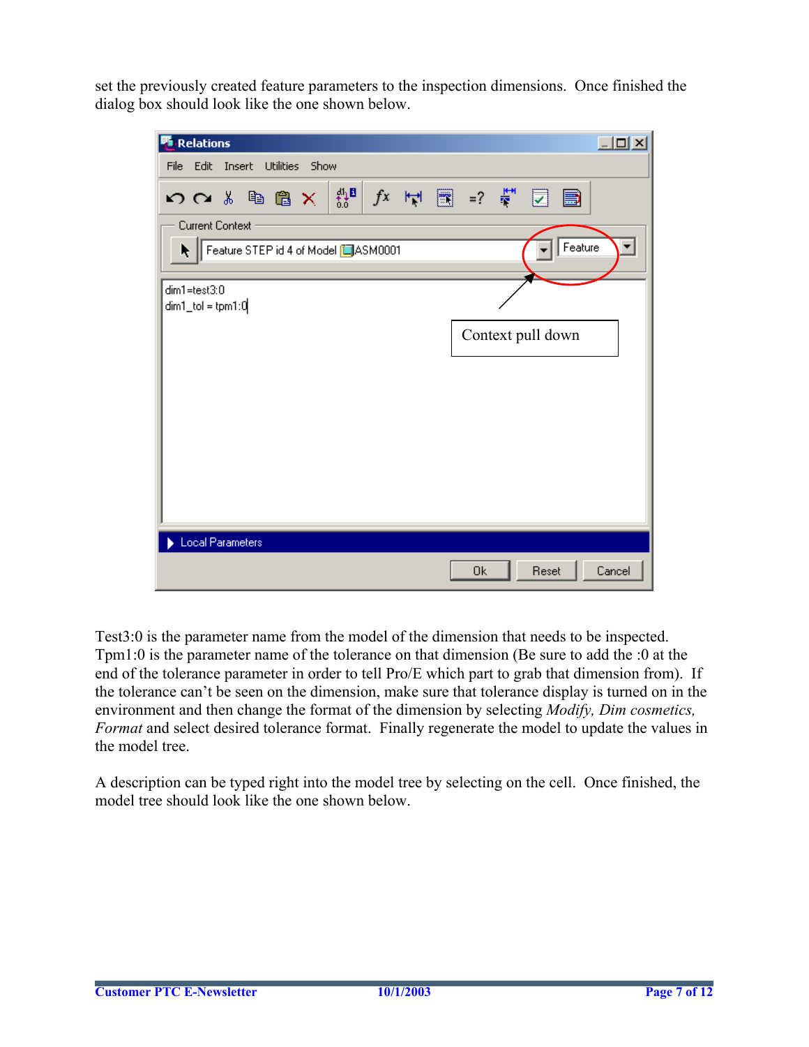set the previously created feature parameters to the inspection dimensions. Once finished the dialog box should look like the one shown below.

Test3:0 is the parameter name from the model of the dimension that needs to be inspected. Tpm1:0 is the parameter name of the tolerance on that dimension (Be sure to add the :0 at the end of the tolerance parameter in order to tell Pro/E which part to grab that dimension from). If the tolerance can't be seen on the dimension, make sure that tolerance display is turned on in the environment and then change the format of the dimension by selecting *Modify, Dim cosmetics, Format* and select desired tolerance format. Finally regenerate the model to update the values in the model tree.

A description can be typed right into the model tree by selecting on the cell. Once finished, the model tree should look like the one shown below.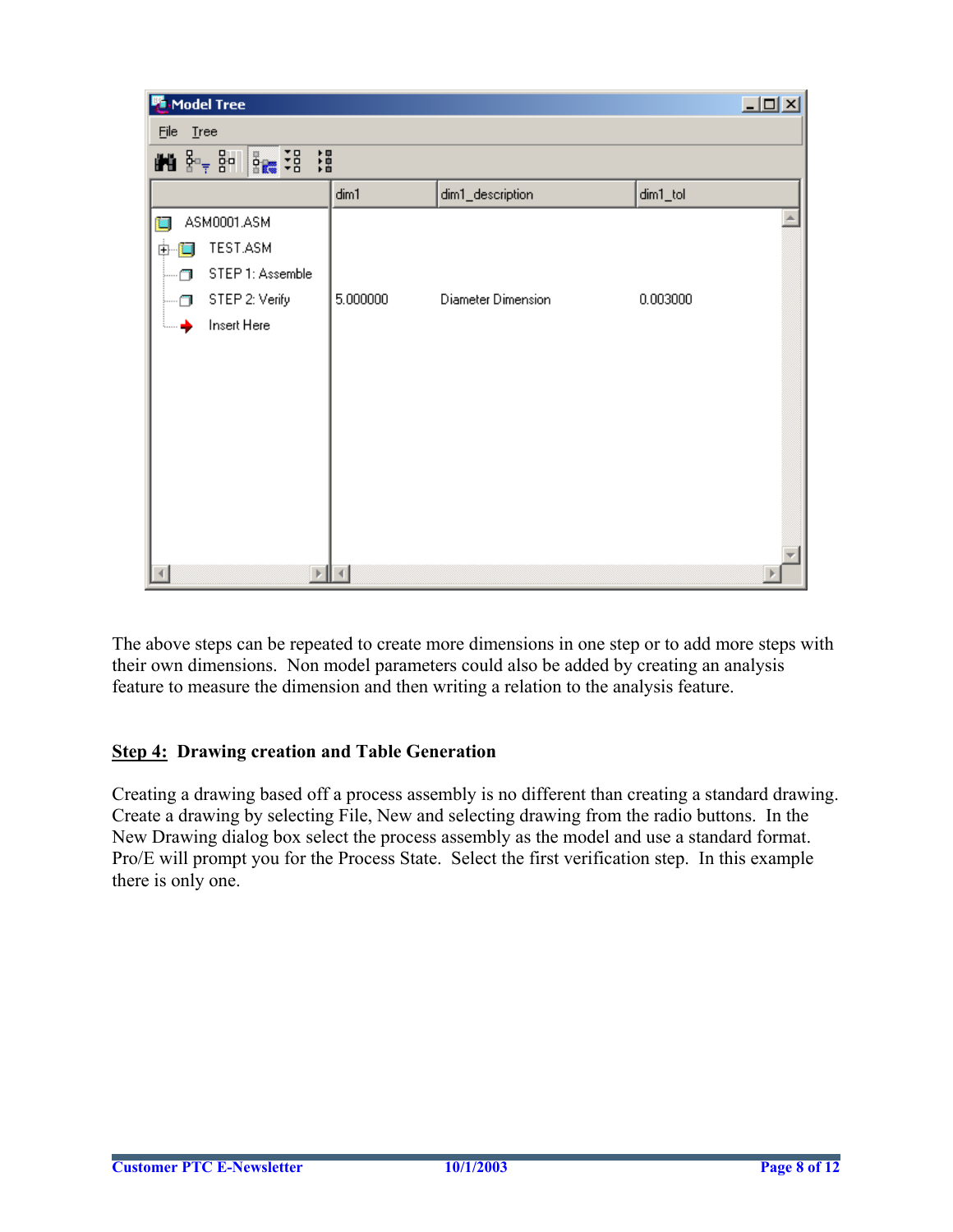The above steps can be repeated to create more dimensions in one step or to add more steps with their own dimensions. Non model parameters could also be added by creating an analysis feature to measure the dimension and then writing a relation to the analysis feature.

**Step 4: Drawing creation and Table Generation**

Creating a drawing based off a process assembly is no different than creating a standard drawing. Create a drawing by selecting File, New and selecting drawing from the radio buttons. In the New Drawing dialog box select the process assembly as the model and use a standard format. Pro/E will prompt you for the Process State. Select the first verification step. In this example there is only one.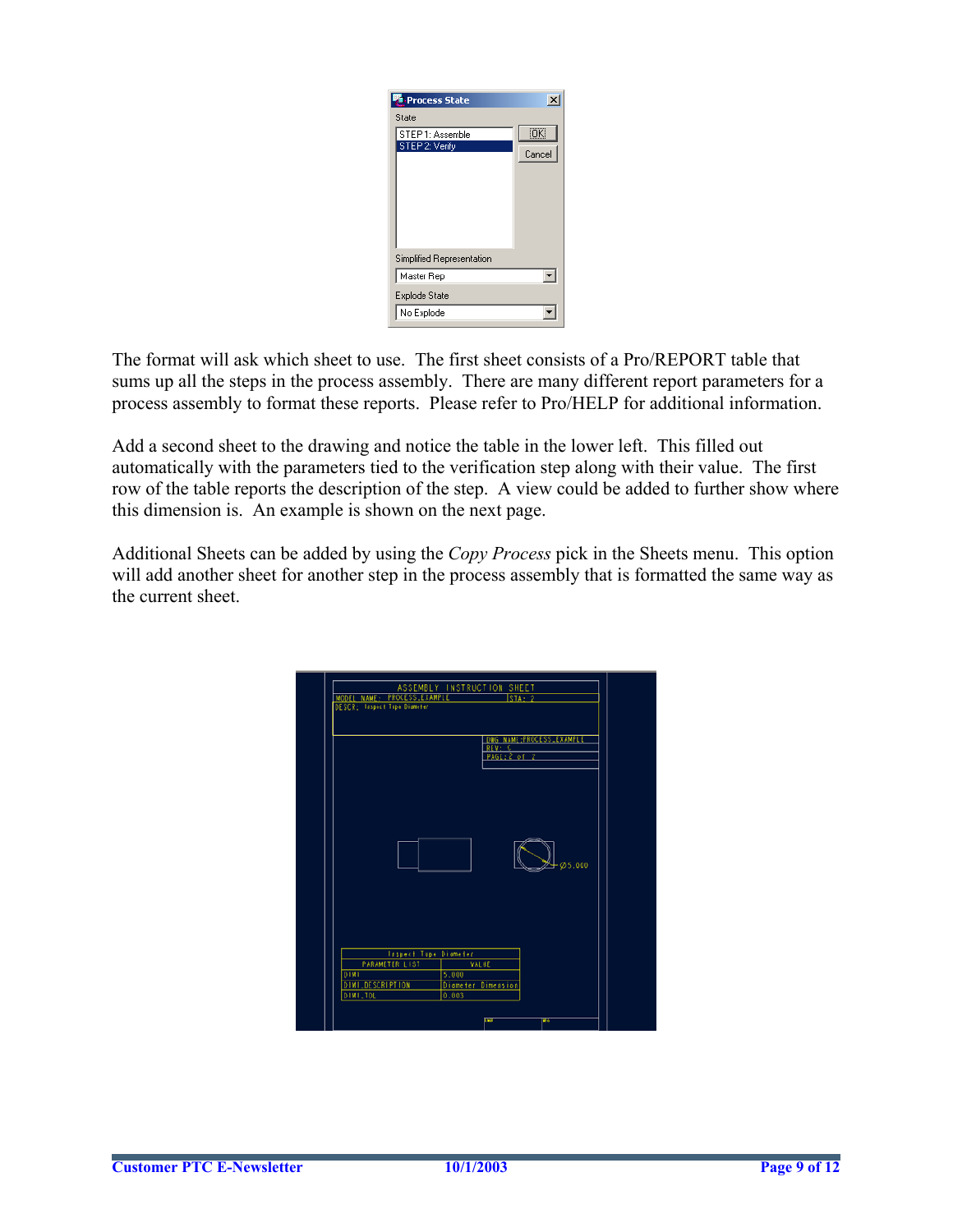The format will ask which sheet to use. The first sheet consists of a Pro/REPORT table that sums up all the steps in the process assembly. There are many different report parameters for a process assembly to format these reports. Please refer to Pro/HELP for additional information.

Add a second sheet to the drawing and notice the table in the lower left. This filled out automatically with the parameters tied to the verification step along with their value. The first row of the table reports the description of the step. A view could be added to further show where this dimension is. An example is shown on the next page.

Additional Sheets can be added by using the *Copy Process* pick in the Sheets menu. This option will add another sheet for another step in the process assembly that is formatted the same way as the current sheet.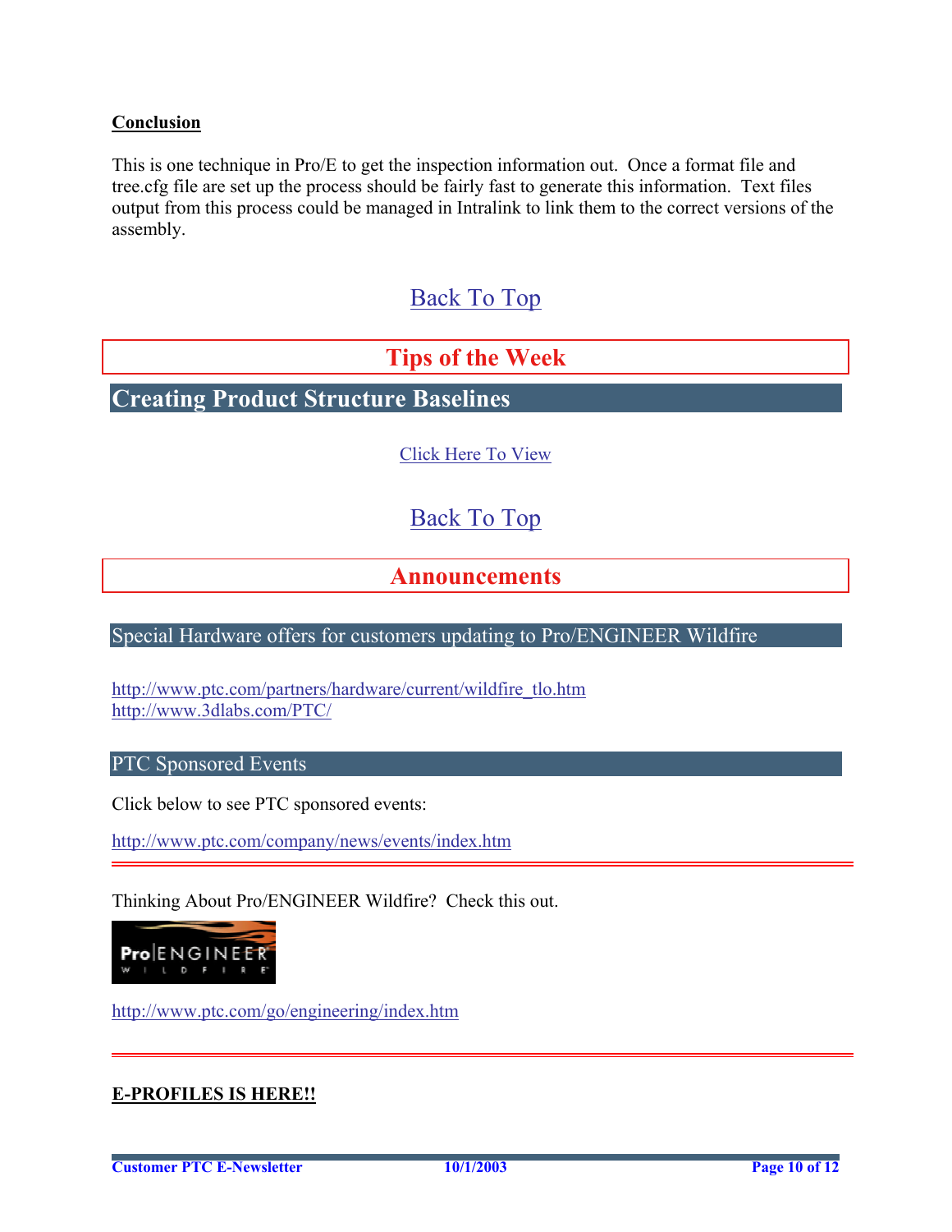**Conclusion**

This is one technique in Pro/E to get the inspection information out. Once a format file and tree.cfg file are set up the process should be fairly fast to generate this information. Text files output from this process could be managed in Intralink to link them to the correct versions of the assembly.

Back To Top

# Tips of the Week

## Creating Product Structure Baselines

Click Here To View

Back To Top

# Announcements

## Special Hardware offers for customers updating to Pro/ENGINEER Wildfire

http://www.ptc.com/partners/hardware/current/wildfire_tlo.htm
http://www.3dlabs.com/PTC/

## PTC Sponsored Events

Click below to see PTC sponsored events:

http://www.ptc.com/company/news/events/index.htm

---

Thinking About Pro/ENGINEER Wildfire? Check this out.

Pro|ENGINEER WILDFIRE

http://www.ptc.com/go/engineering/index.htm

---

**E-PROFILES IS HERE!!**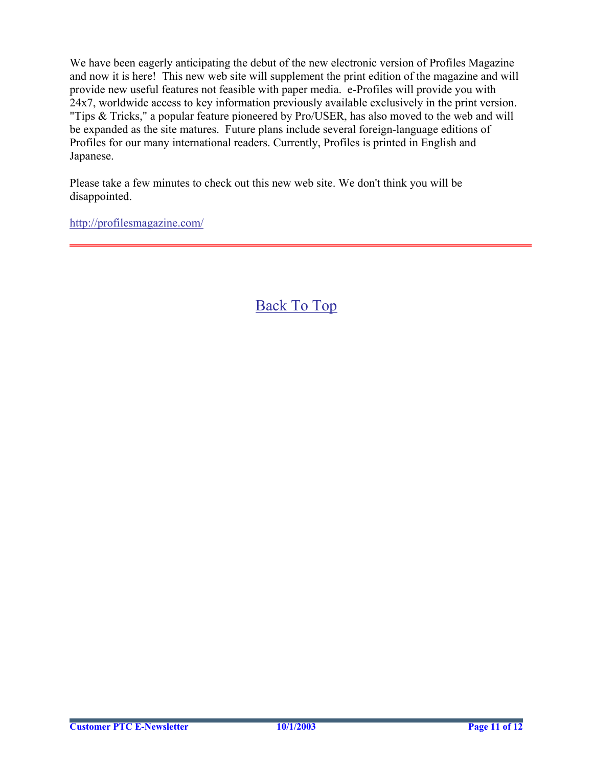We have been eagerly anticipating the debut of the new electronic version of Profiles Magazine and now it is here!  This new web site will supplement the print edition of the magazine and will provide new useful features not feasible with paper media.  e-Profiles will provide you with 24x7, worldwide access to key information previously available exclusively in the print version. "Tips & Tricks," a popular feature pioneered by Pro/USER, has also moved to the web and will be expanded as the site matures.  Future plans include several foreign-language editions of Profiles for our many international readers. Currently, Profiles is printed in English and Japanese.

Please take a few minutes to check out this new web site. We don't think you will be disappointed.

http://profilesmagazine.com/

---

Back To Top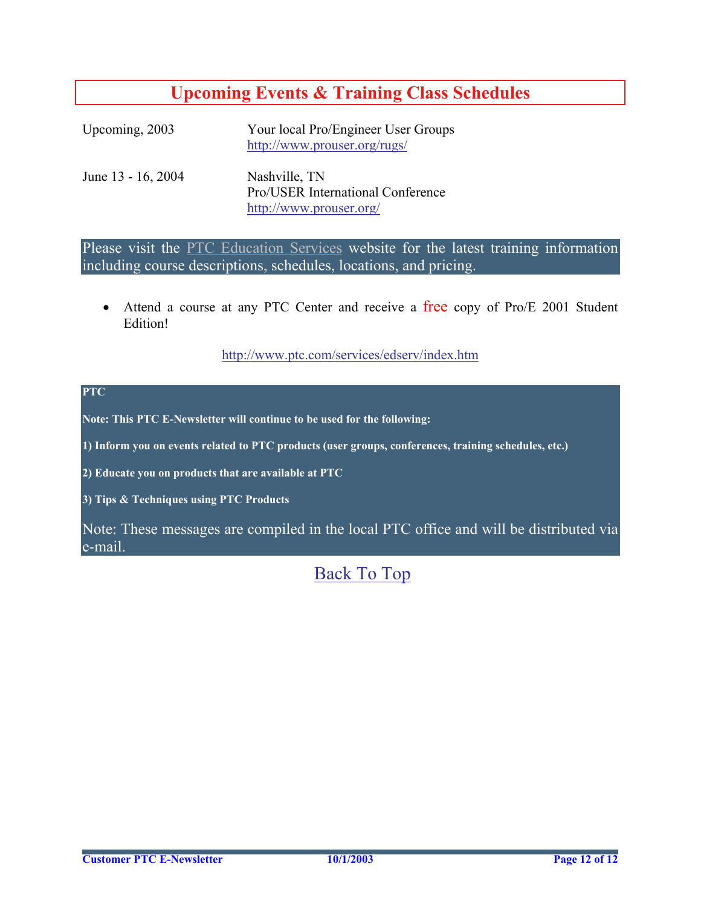## Upcoming Events & Training Class Schedules

| | |
|---|---|
| Upcoming, 2003 | Your local Pro/Engineer User Groups<br>http://www.prouser.org/rugs/ |
| June 13 - 16, 2004 | Nashville, TN<br>Pro/USER International Conference<br>http://www.prouser.org/ |

Please visit the PTC Education Services website for the latest training information including course descriptions, schedules, locations, and pricing.

- Attend a course at any PTC Center and receive a free copy of Pro/E 2001 Student Edition!

http://www.ptc.com/services/edserv/index.htm

**PTC**

**Note: This PTC E-Newsletter will continue to be used for the following:**

**1) Inform you on events related to PTC products (user groups, conferences, training schedules, etc.)**

**2) Educate you on products that are available at PTC**

**3) Tips & Techniques using PTC Products**

Note: These messages are compiled in the local PTC office and will be distributed via e-mail.

Back To Top